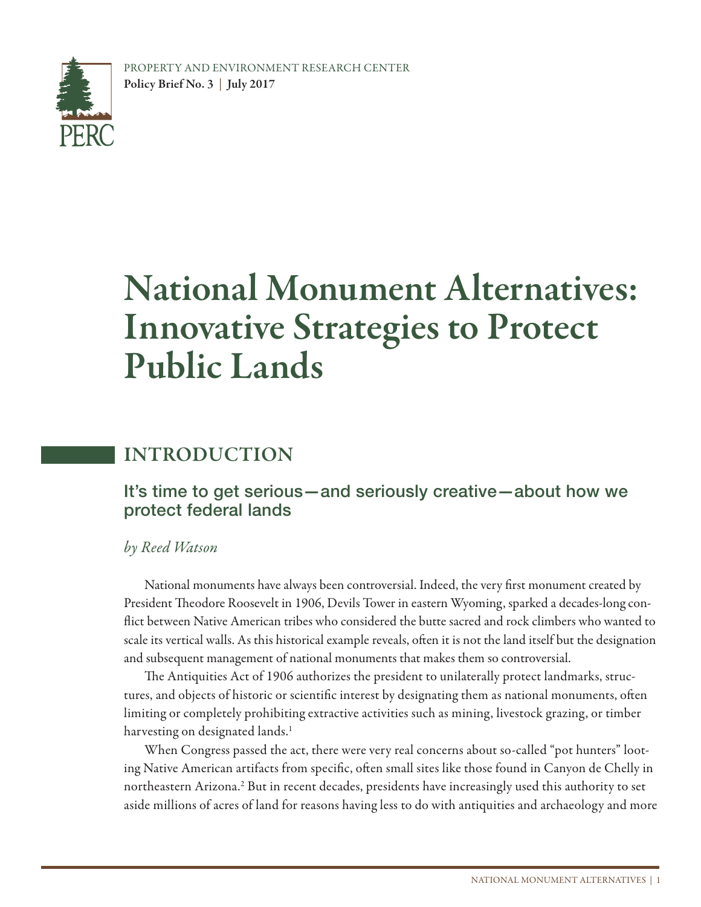PROPERTY AND ENVIRONMENT RESEARCH CENTER
**Policy Brief No. 3 | July 2017**

# National Monument Alternatives: Innovative Strategies to Protect Public Lands

## INTRODUCTION

### It's time to get serious—and seriously creative—about how we protect federal lands

*by Reed Watson*

National monuments have always been controversial. Indeed, the very first monument created by President Theodore Roosevelt in 1906, Devils Tower in eastern Wyoming, sparked a decades-long conflict between Native American tribes who considered the butte sacred and rock climbers who wanted to scale its vertical walls. As this historical example reveals, often it is not the land itself but the designation and subsequent management of national monuments that makes them so controversial.

The Antiquities Act of 1906 authorizes the president to unilaterally protect landmarks, structures, and objects of historic or scientific interest by designating them as national monuments, often limiting or completely prohibiting extractive activities such as mining, livestock grazing, or timber harvesting on designated lands.[1]

When Congress passed the act, there were very real concerns about so-called "pot hunters" looting Native American artifacts from specific, often small sites like those found in Canyon de Chelly in northeastern Arizona.[2] But in recent decades, presidents have increasingly used this authority to set aside millions of acres of land for reasons having less to do with antiquities and archaeology and more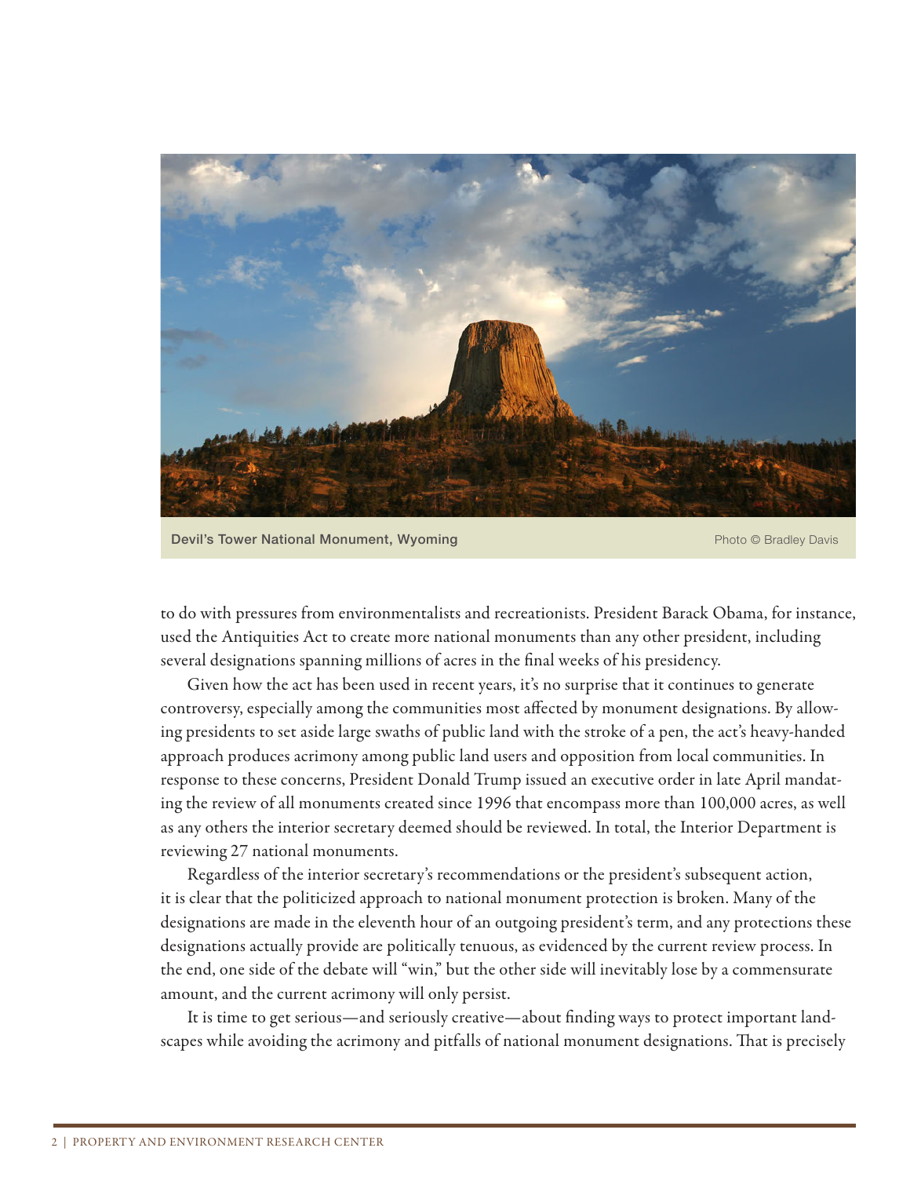Devil's Tower National Monument, Wyoming — Photo © Bradley Davis

to do with pressures from environmentalists and recreationists. President Barack Obama, for instance, used the Antiquities Act to create more national monuments than any other president, including several designations spanning millions of acres in the final weeks of his presidency.

Given how the act has been used in recent years, it's no surprise that it continues to generate controversy, especially among the communities most affected by monument designations. By allowing presidents to set aside large swaths of public land with the stroke of a pen, the act's heavy-handed approach produces acrimony among public land users and opposition from local communities. In response to these concerns, President Donald Trump issued an executive order in late April mandating the review of all monuments created since 1996 that encompass more than 100,000 acres, as well as any others the interior secretary deemed should be reviewed. In total, the Interior Department is reviewing 27 national monuments.

Regardless of the interior secretary's recommendations or the president's subsequent action, it is clear that the politicized approach to national monument protection is broken. Many of the designations are made in the eleventh hour of an outgoing president's term, and any protections these designations actually provide are politically tenuous, as evidenced by the current review process. In the end, one side of the debate will "win," but the other side will inevitably lose by a commensurate amount, and the current acrimony will only persist.

It is time to get serious—and seriously creative—about finding ways to protect important landscapes while avoiding the acrimony and pitfalls of national monument designations. That is precisely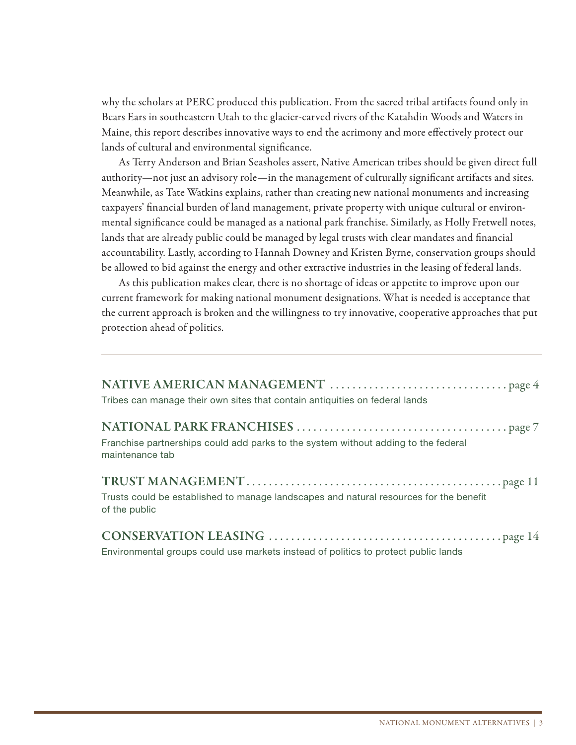why the scholars at PERC produced this publication. From the sacred tribal artifacts found only in Bears Ears in southeastern Utah to the glacier-carved rivers of the Katahdin Woods and Waters in Maine, this report describes innovative ways to end the acrimony and more effectively protect our lands of cultural and environmental significance.

As Terry Anderson and Brian Seasholes assert, Native American tribes should be given direct full authority—not just an advisory role—in the management of culturally significant artifacts and sites. Meanwhile, as Tate Watkins explains, rather than creating new national monuments and increasing taxpayers' financial burden of land management, private property with unique cultural or environmental significance could be managed as a national park franchise. Similarly, as Holly Fretwell notes, lands that are already public could be managed by legal trusts with clear mandates and financial accountability. Lastly, according to Hannah Downey and Kristen Byrne, conservation groups should be allowed to bid against the energy and other extractive industries in the leasing of federal lands.

As this publication makes clear, there is no shortage of ideas or appetite to improve upon our current framework for making national monument designations. What is needed is acceptance that the current approach is broken and the willingness to try innovative, cooperative approaches that put protection ahead of politics.

---

**NATIVE AMERICAN MANAGEMENT** ................................ page 4
Tribes can manage their own sites that contain antiquities on federal lands

**NATIONAL PARK FRANCHISES** ................................ page 7
Franchise partnerships could add parks to the system without adding to the federal maintenance tab

**TRUST MANAGEMENT** ................................ page 11
Trusts could be established to manage landscapes and natural resources for the benefit of the public

**CONSERVATION LEASING** ................................ page 14
Environmental groups could use markets instead of politics to protect public lands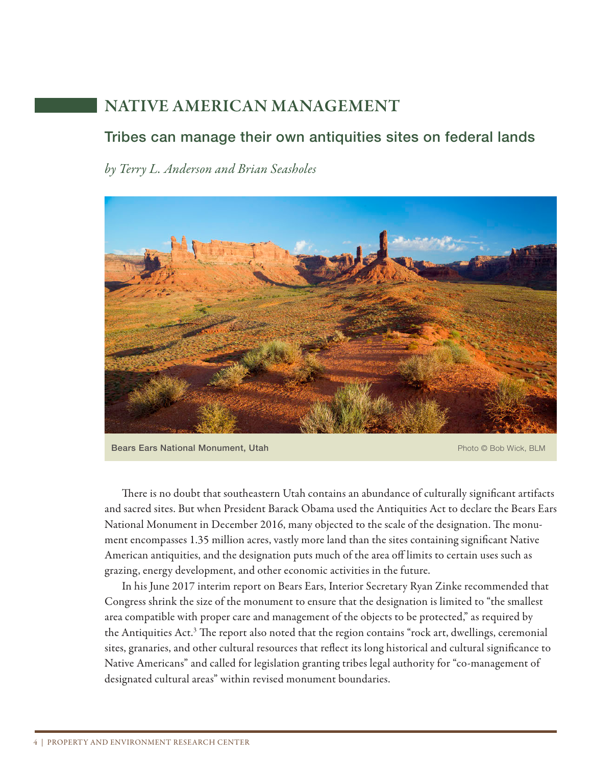# NATIVE AMERICAN MANAGEMENT

## Tribes can manage their own antiquities sites on federal lands

*by Terry L. Anderson and Brian Seasholes*

Bears Ears National Monument, Utah — Photo © Bob Wick, BLM

There is no doubt that southeastern Utah contains an abundance of culturally significant artifacts and sacred sites. But when President Barack Obama used the Antiquities Act to declare the Bears Ears National Monument in December 2016, many objected to the scale of the designation. The monument encompasses 1.35 million acres, vastly more land than the sites containing significant Native American antiquities, and the designation puts much of the area off limits to certain uses such as grazing, energy development, and other economic activities in the future.

In his June 2017 interim report on Bears Ears, Interior Secretary Ryan Zinke recommended that Congress shrink the size of the monument to ensure that the designation is limited to "the smallest area compatible with proper care and management of the objects to be protected," as required by the Antiquities Act.[3] The report also noted that the region contains "rock art, dwellings, ceremonial sites, granaries, and other cultural resources that reflect its long historical and cultural significance to Native Americans" and called for legislation granting tribes legal authority for "co-management of designated cultural areas" within revised monument boundaries.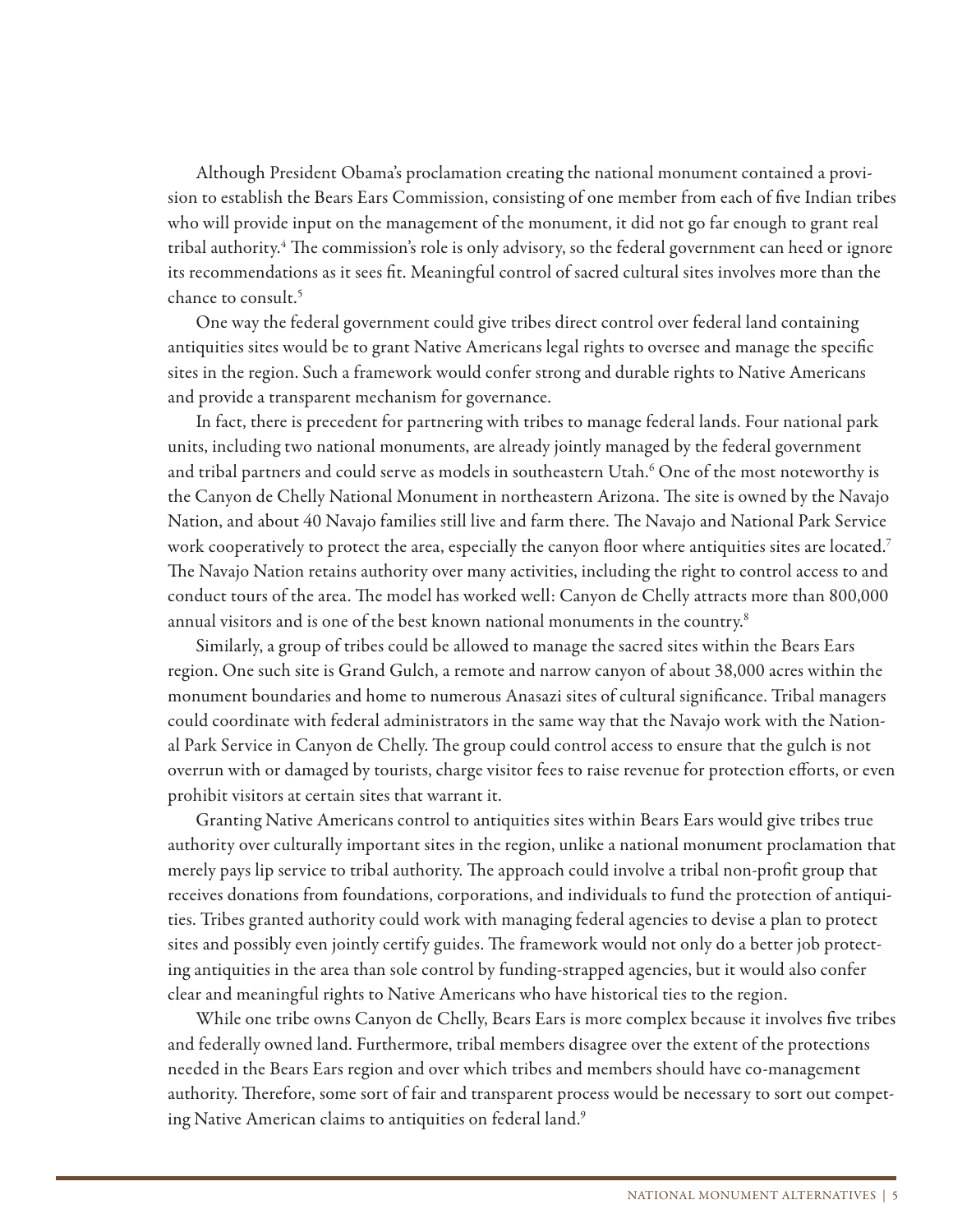Although President Obama's proclamation creating the national monument contained a provision to establish the Bears Ears Commission, consisting of one member from each of five Indian tribes who will provide input on the management of the monument, it did not go far enough to grant real tribal authority.[4] The commission's role is only advisory, so the federal government can heed or ignore its recommendations as it sees fit. Meaningful control of sacred cultural sites involves more than the chance to consult.[5]

One way the federal government could give tribes direct control over federal land containing antiquities sites would be to grant Native Americans legal rights to oversee and manage the specific sites in the region. Such a framework would confer strong and durable rights to Native Americans and provide a transparent mechanism for governance.

In fact, there is precedent for partnering with tribes to manage federal lands. Four national park units, including two national monuments, are already jointly managed by the federal government and tribal partners and could serve as models in southeastern Utah.[6] One of the most noteworthy is the Canyon de Chelly National Monument in northeastern Arizona. The site is owned by the Navajo Nation, and about 40 Navajo families still live and farm there. The Navajo and National Park Service work cooperatively to protect the area, especially the canyon floor where antiquities sites are located.[7] The Navajo Nation retains authority over many activities, including the right to control access to and conduct tours of the area. The model has worked well: Canyon de Chelly attracts more than 800,000 annual visitors and is one of the best known national monuments in the country.[8]

Similarly, a group of tribes could be allowed to manage the sacred sites within the Bears Ears region. One such site is Grand Gulch, a remote and narrow canyon of about 38,000 acres within the monument boundaries and home to numerous Anasazi sites of cultural significance. Tribal managers could coordinate with federal administrators in the same way that the Navajo work with the National Park Service in Canyon de Chelly. The group could control access to ensure that the gulch is not overrun with or damaged by tourists, charge visitor fees to raise revenue for protection efforts, or even prohibit visitors at certain sites that warrant it.

Granting Native Americans control to antiquities sites within Bears Ears would give tribes true authority over culturally important sites in the region, unlike a national monument proclamation that merely pays lip service to tribal authority. The approach could involve a tribal non-profit group that receives donations from foundations, corporations, and individuals to fund the protection of antiquities. Tribes granted authority could work with managing federal agencies to devise a plan to protect sites and possibly even jointly certify guides. The framework would not only do a better job protecting antiquities in the area than sole control by funding-strapped agencies, but it would also confer clear and meaningful rights to Native Americans who have historical ties to the region.

While one tribe owns Canyon de Chelly, Bears Ears is more complex because it involves five tribes and federally owned land. Furthermore, tribal members disagree over the extent of the protections needed in the Bears Ears region and over which tribes and members should have co-management authority. Therefore, some sort of fair and transparent process would be necessary to sort out competing Native American claims to antiquities on federal land.[9]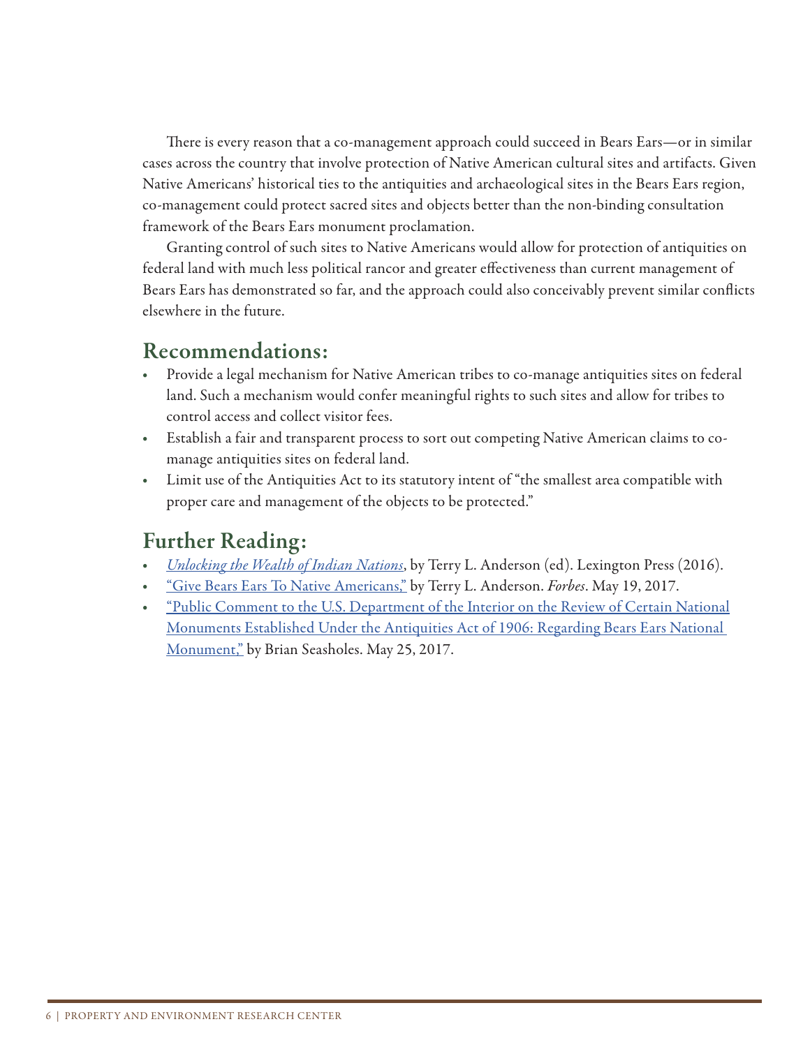There is every reason that a co-management approach could succeed in Bears Ears—or in similar cases across the country that involve protection of Native American cultural sites and artifacts. Given Native Americans' historical ties to the antiquities and archaeological sites in the Bears Ears region, co-management could protect sacred sites and objects better than the non-binding consultation framework of the Bears Ears monument proclamation.

Granting control of such sites to Native Americans would allow for protection of antiquities on federal land with much less political rancor and greater effectiveness than current management of Bears Ears has demonstrated so far, and the approach could also conceivably prevent similar conflicts elsewhere in the future.

## Recommendations:

- Provide a legal mechanism for Native American tribes to co-manage antiquities sites on federal land. Such a mechanism would confer meaningful rights to such sites and allow for tribes to control access and collect visitor fees.
- Establish a fair and transparent process to sort out competing Native American claims to co-manage antiquities sites on federal land.
- Limit use of the Antiquities Act to its statutory intent of "the smallest area compatible with proper care and management of the objects to be protected."

## Further Reading:

- *Unlocking the Wealth of Indian Nations*, by Terry L. Anderson (ed). Lexington Press (2016).
- "Give Bears Ears To Native Americans," by Terry L. Anderson. *Forbes*. May 19, 2017.
- "Public Comment to the U.S. Department of the Interior on the Review of Certain National Monuments Established Under the Antiquities Act of 1906: Regarding Bears Ears National Monument," by Brian Seasholes. May 25, 2017.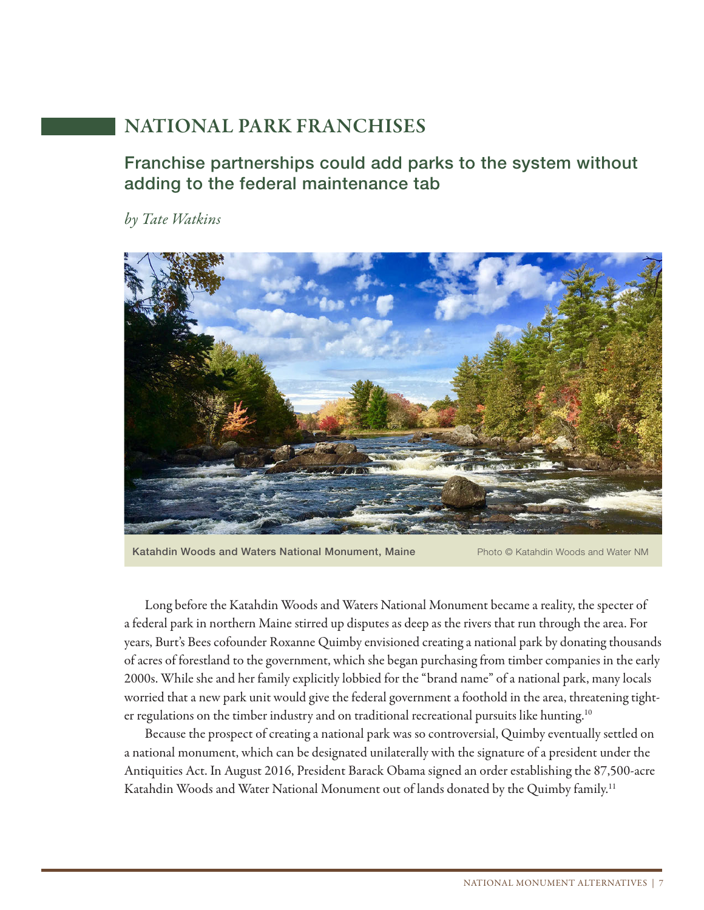# NATIONAL PARK FRANCHISES

## Franchise partnerships could add parks to the system without adding to the federal maintenance tab

*by Tate Watkins*

Katahdin Woods and Waters National Monument, Maine — Photo © Katahdin Woods and Water NM

Long before the Katahdin Woods and Waters National Monument became a reality, the specter of a federal park in northern Maine stirred up disputes as deep as the rivers that run through the area. For years, Burt's Bees cofounder Roxanne Quimby envisioned creating a national park by donating thousands of acres of forestland to the government, which she began purchasing from timber companies in the early 2000s. While she and her family explicitly lobbied for the "brand name" of a national park, many locals worried that a new park unit would give the federal government a foothold in the area, threatening tighter regulations on the timber industry and on traditional recreational pursuits like hunting.[10]

Because the prospect of creating a national park was so controversial, Quimby eventually settled on a national monument, which can be designated unilaterally with the signature of a president under the Antiquities Act. In August 2016, President Barack Obama signed an order establishing the 87,500-acre Katahdin Woods and Water National Monument out of lands donated by the Quimby family.[11]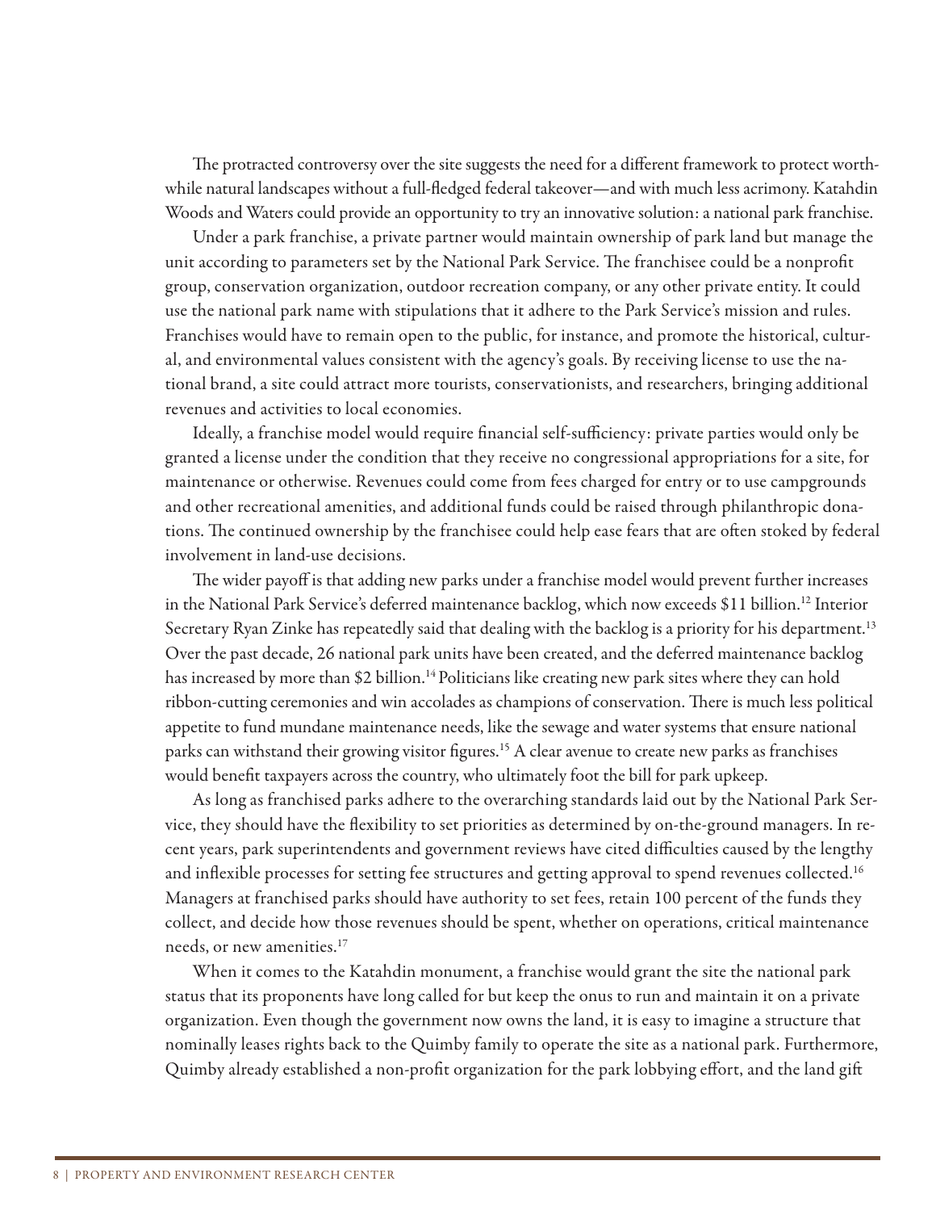The protracted controversy over the site suggests the need for a different framework to protect worthwhile natural landscapes without a full-fledged federal takeover—and with much less acrimony. Katahdin Woods and Waters could provide an opportunity to try an innovative solution: a national park franchise.

Under a park franchise, a private partner would maintain ownership of park land but manage the unit according to parameters set by the National Park Service. The franchisee could be a nonprofit group, conservation organization, outdoor recreation company, or any other private entity. It could use the national park name with stipulations that it adhere to the Park Service's mission and rules. Franchises would have to remain open to the public, for instance, and promote the historical, cultural, and environmental values consistent with the agency's goals. By receiving license to use the national brand, a site could attract more tourists, conservationists, and researchers, bringing additional revenues and activities to local economies.

Ideally, a franchise model would require financial self-sufficiency: private parties would only be granted a license under the condition that they receive no congressional appropriations for a site, for maintenance or otherwise. Revenues could come from fees charged for entry or to use campgrounds and other recreational amenities, and additional funds could be raised through philanthropic donations. The continued ownership by the franchisee could help ease fears that are often stoked by federal involvement in land-use decisions.

The wider payoff is that adding new parks under a franchise model would prevent further increases in the National Park Service's deferred maintenance backlog, which now exceeds \$11 billion.[12] Interior Secretary Ryan Zinke has repeatedly said that dealing with the backlog is a priority for his department.[13] Over the past decade, 26 national park units have been created, and the deferred maintenance backlog has increased by more than \$2 billion.[14] Politicians like creating new park sites where they can hold ribbon-cutting ceremonies and win accolades as champions of conservation. There is much less political appetite to fund mundane maintenance needs, like the sewage and water systems that ensure national parks can withstand their growing visitor figures.[15] A clear avenue to create new parks as franchises would benefit taxpayers across the country, who ultimately foot the bill for park upkeep.

As long as franchised parks adhere to the overarching standards laid out by the National Park Service, they should have the flexibility to set priorities as determined by on-the-ground managers. In recent years, park superintendents and government reviews have cited difficulties caused by the lengthy and inflexible processes for setting fee structures and getting approval to spend revenues collected.[16] Managers at franchised parks should have authority to set fees, retain 100 percent of the funds they collect, and decide how those revenues should be spent, whether on operations, critical maintenance needs, or new amenities.[17]

When it comes to the Katahdin monument, a franchise would grant the site the national park status that its proponents have long called for but keep the onus to run and maintain it on a private organization. Even though the government now owns the land, it is easy to imagine a structure that nominally leases rights back to the Quimby family to operate the site as a national park. Furthermore, Quimby already established a non-profit organization for the park lobbying effort, and the land gift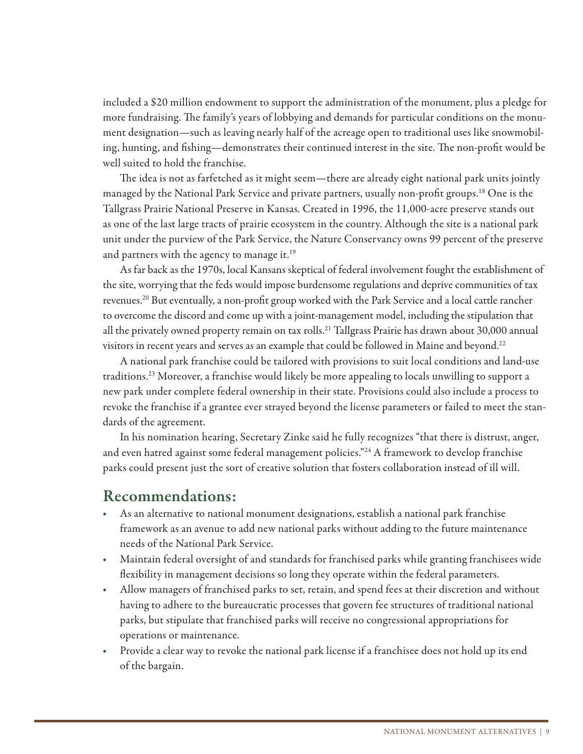included a $20 million endowment to support the administration of the monument, plus a pledge for more fundraising. The family's years of lobbying and demands for particular conditions on the monument designation—such as leaving nearly half of the acreage open to traditional uses like snowmobiling, hunting, and fishing—demonstrates their continued interest in the site. The non-profit would be well suited to hold the franchise.

The idea is not as farfetched as it might seem—there are already eight national park units jointly managed by the National Park Service and private partners, usually non-profit groups.[18] One is the Tallgrass Prairie National Preserve in Kansas. Created in 1996, the 11,000-acre preserve stands out as one of the last large tracts of prairie ecosystem in the country. Although the site is a national park unit under the purview of the Park Service, the Nature Conservancy owns 99 percent of the preserve and partners with the agency to manage it.[19]

As far back as the 1970s, local Kansans skeptical of federal involvement fought the establishment of the site, worrying that the feds would impose burdensome regulations and deprive communities of tax revenues.[20] But eventually, a non-profit group worked with the Park Service and a local cattle rancher to overcome the discord and come up with a joint-management model, including the stipulation that all the privately owned property remain on tax rolls.[21] Tallgrass Prairie has drawn about 30,000 annual visitors in recent years and serves as an example that could be followed in Maine and beyond.[22]

A national park franchise could be tailored with provisions to suit local conditions and land-use traditions.[23] Moreover, a franchise would likely be more appealing to locals unwilling to support a new park under complete federal ownership in their state. Provisions could also include a process to revoke the franchise if a grantee ever strayed beyond the license parameters or failed to meet the standards of the agreement.

In his nomination hearing, Secretary Zinke said he fully recognizes "that there is distrust, anger, and even hatred against some federal management policies."[24] A framework to develop franchise parks could present just the sort of creative solution that fosters collaboration instead of ill will.

## Recommendations:

- As an alternative to national monument designations, establish a national park franchise framework as an avenue to add new national parks without adding to the future maintenance needs of the National Park Service.
- Maintain federal oversight of and standards for franchised parks while granting franchisees wide flexibility in management decisions so long they operate within the federal parameters.
- Allow managers of franchised parks to set, retain, and spend fees at their discretion and without having to adhere to the bureaucratic processes that govern fee structures of traditional national parks, but stipulate that franchised parks will receive no congressional appropriations for operations or maintenance.
- Provide a clear way to revoke the national park license if a franchisee does not hold up its end of the bargain.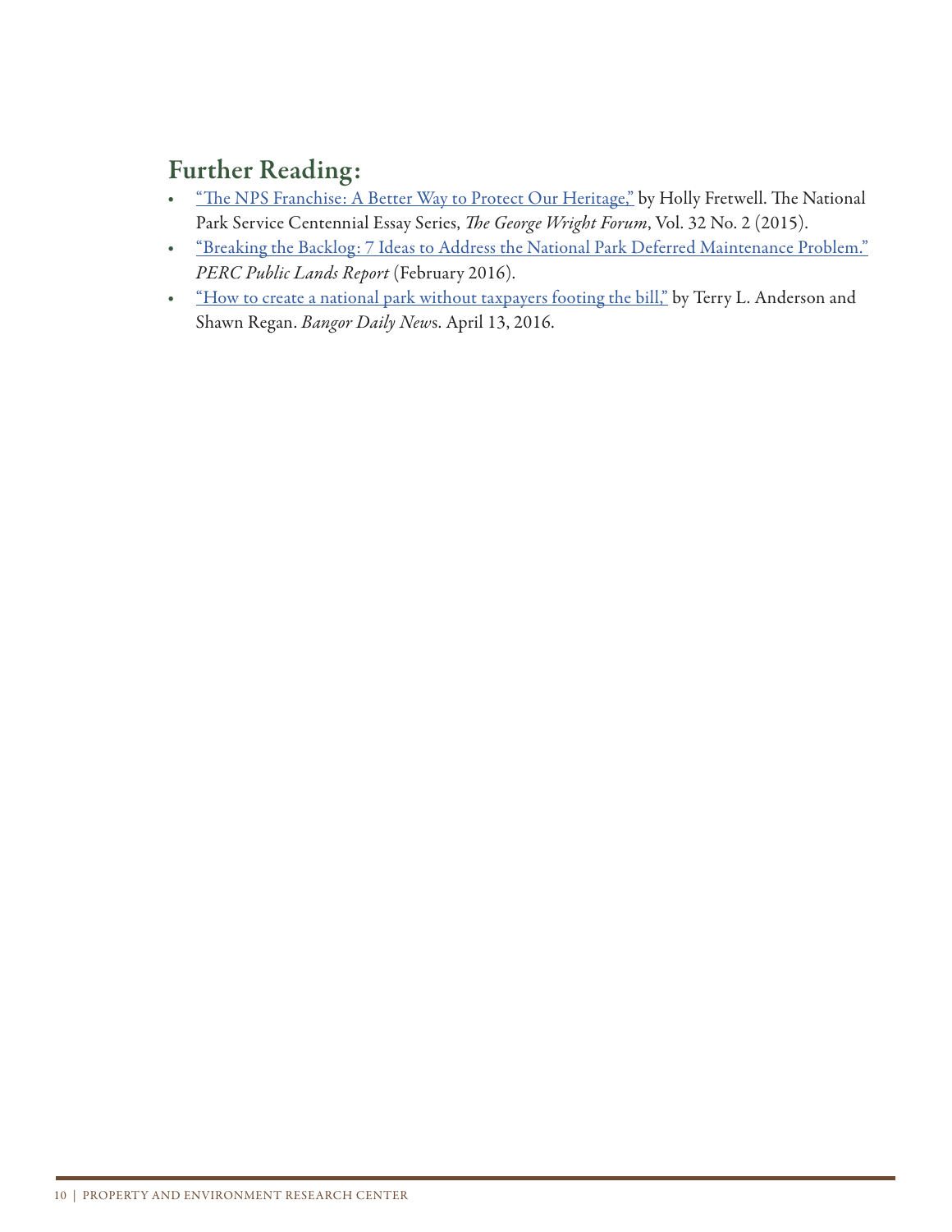## Further Reading:

- "The NPS Franchise: A Better Way to Protect Our Heritage," by Holly Fretwell. The National Park Service Centennial Essay Series, *The George Wright Forum*, Vol. 32 No. 2 (2015).
- "Breaking the Backlog: 7 Ideas to Address the National Park Deferred Maintenance Problem." *PERC Public Lands Report* (February 2016).
- "How to create a national park without taxpayers footing the bill," by Terry L. Anderson and Shawn Regan. *Bangor Daily New*s. April 13, 2016.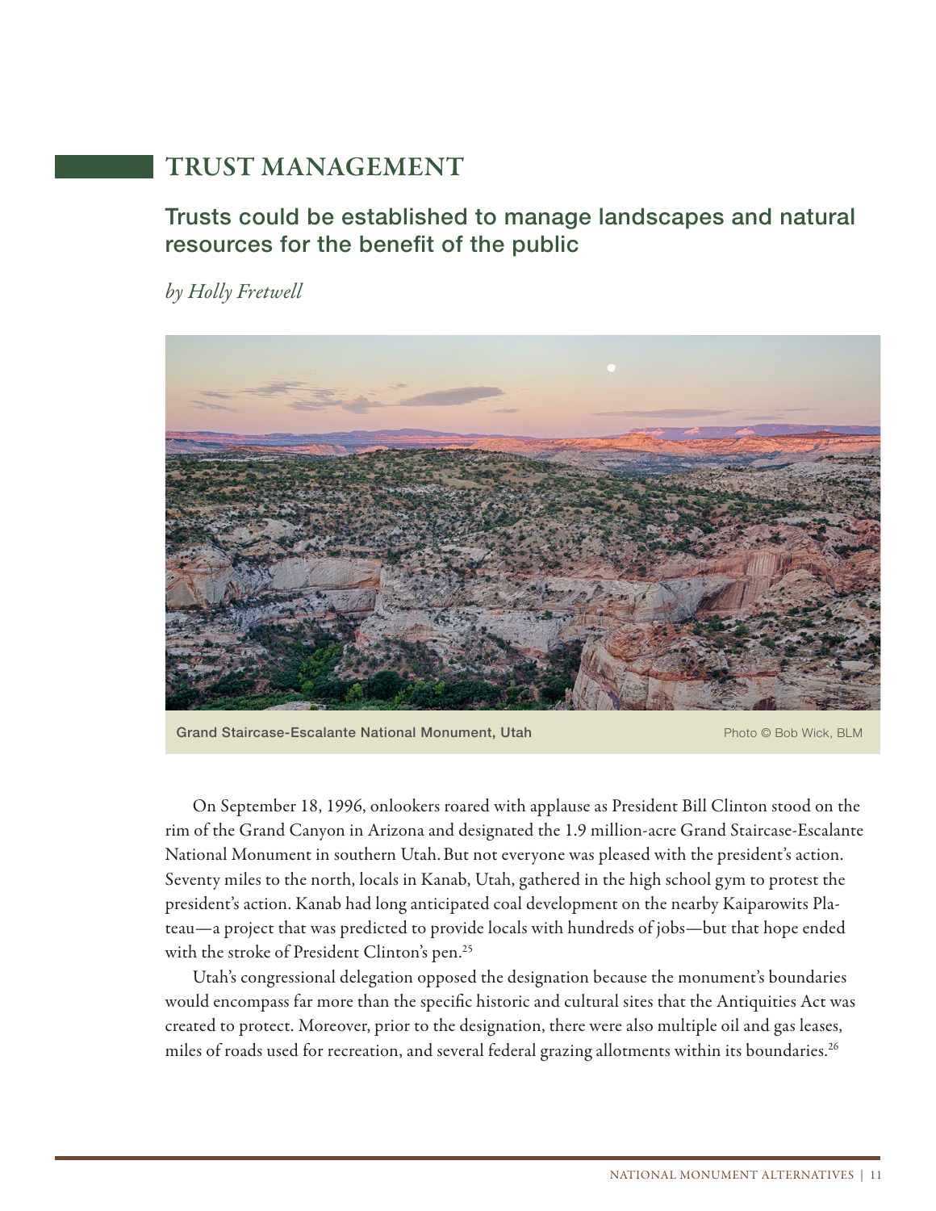# TRUST MANAGEMENT

## Trusts could be established to manage landscapes and natural resources for the benefit of the public

*by Holly Fretwell*

Grand Staircase-Escalante National Monument, Utah — Photo © Bob Wick, BLM

On September 18, 1996, onlookers roared with applause as President Bill Clinton stood on the rim of the Grand Canyon in Arizona and designated the 1.9 million-acre Grand Staircase-Escalante National Monument in southern Utah. But not everyone was pleased with the president's action. Seventy miles to the north, locals in Kanab, Utah, gathered in the high school gym to protest the president's action. Kanab had long anticipated coal development on the nearby Kaiparowits Plateau—a project that was predicted to provide locals with hundreds of jobs—but that hope ended with the stroke of President Clinton's pen.[25]

Utah's congressional delegation opposed the designation because the monument's boundaries would encompass far more than the specific historic and cultural sites that the Antiquities Act was created to protect. Moreover, prior to the designation, there were also multiple oil and gas leases, miles of roads used for recreation, and several federal grazing allotments within its boundaries.[26]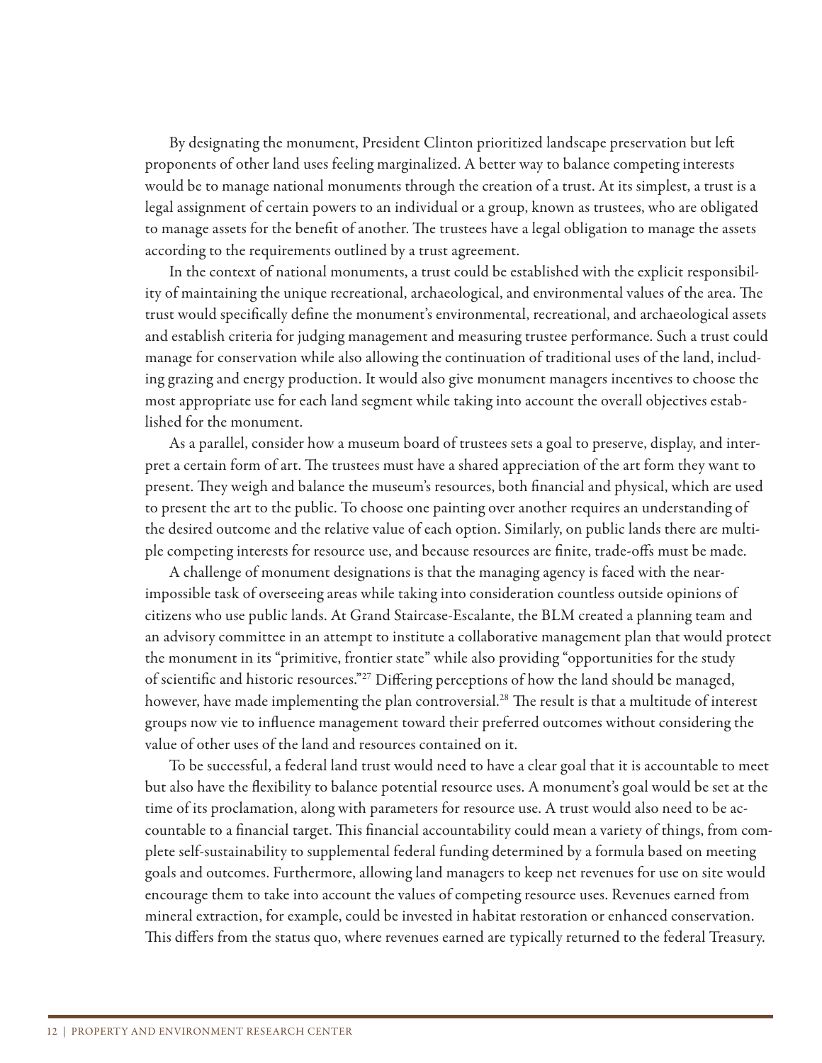By designating the monument, President Clinton prioritized landscape preservation but left proponents of other land uses feeling marginalized. A better way to balance competing interests would be to manage national monuments through the creation of a trust. At its simplest, a trust is a legal assignment of certain powers to an individual or a group, known as trustees, who are obligated to manage assets for the benefit of another. The trustees have a legal obligation to manage the assets according to the requirements outlined by a trust agreement.

In the context of national monuments, a trust could be established with the explicit responsibility of maintaining the unique recreational, archaeological, and environmental values of the area. The trust would specifically define the monument's environmental, recreational, and archaeological assets and establish criteria for judging management and measuring trustee performance. Such a trust could manage for conservation while also allowing the continuation of traditional uses of the land, including grazing and energy production. It would also give monument managers incentives to choose the most appropriate use for each land segment while taking into account the overall objectives established for the monument.

As a parallel, consider how a museum board of trustees sets a goal to preserve, display, and interpret a certain form of art. The trustees must have a shared appreciation of the art form they want to present. They weigh and balance the museum's resources, both financial and physical, which are used to present the art to the public. To choose one painting over another requires an understanding of the desired outcome and the relative value of each option. Similarly, on public lands there are multiple competing interests for resource use, and because resources are finite, trade-offs must be made.

A challenge of monument designations is that the managing agency is faced with the near-impossible task of overseeing areas while taking into consideration countless outside opinions of citizens who use public lands. At Grand Staircase-Escalante, the BLM created a planning team and an advisory committee in an attempt to institute a collaborative management plan that would protect the monument in its "primitive, frontier state" while also providing "opportunities for the study of scientific and historic resources."[27] Differing perceptions of how the land should be managed, however, have made implementing the plan controversial.[28] The result is that a multitude of interest groups now vie to influence management toward their preferred outcomes without considering the value of other uses of the land and resources contained on it.

To be successful, a federal land trust would need to have a clear goal that it is accountable to meet but also have the flexibility to balance potential resource uses. A monument's goal would be set at the time of its proclamation, along with parameters for resource use. A trust would also need to be accountable to a financial target. This financial accountability could mean a variety of things, from complete self-sustainability to supplemental federal funding determined by a formula based on meeting goals and outcomes. Furthermore, allowing land managers to keep net revenues for use on site would encourage them to take into account the values of competing resource uses. Revenues earned from mineral extraction, for example, could be invested in habitat restoration or enhanced conservation. This differs from the status quo, where revenues earned are typically returned to the federal Treasury.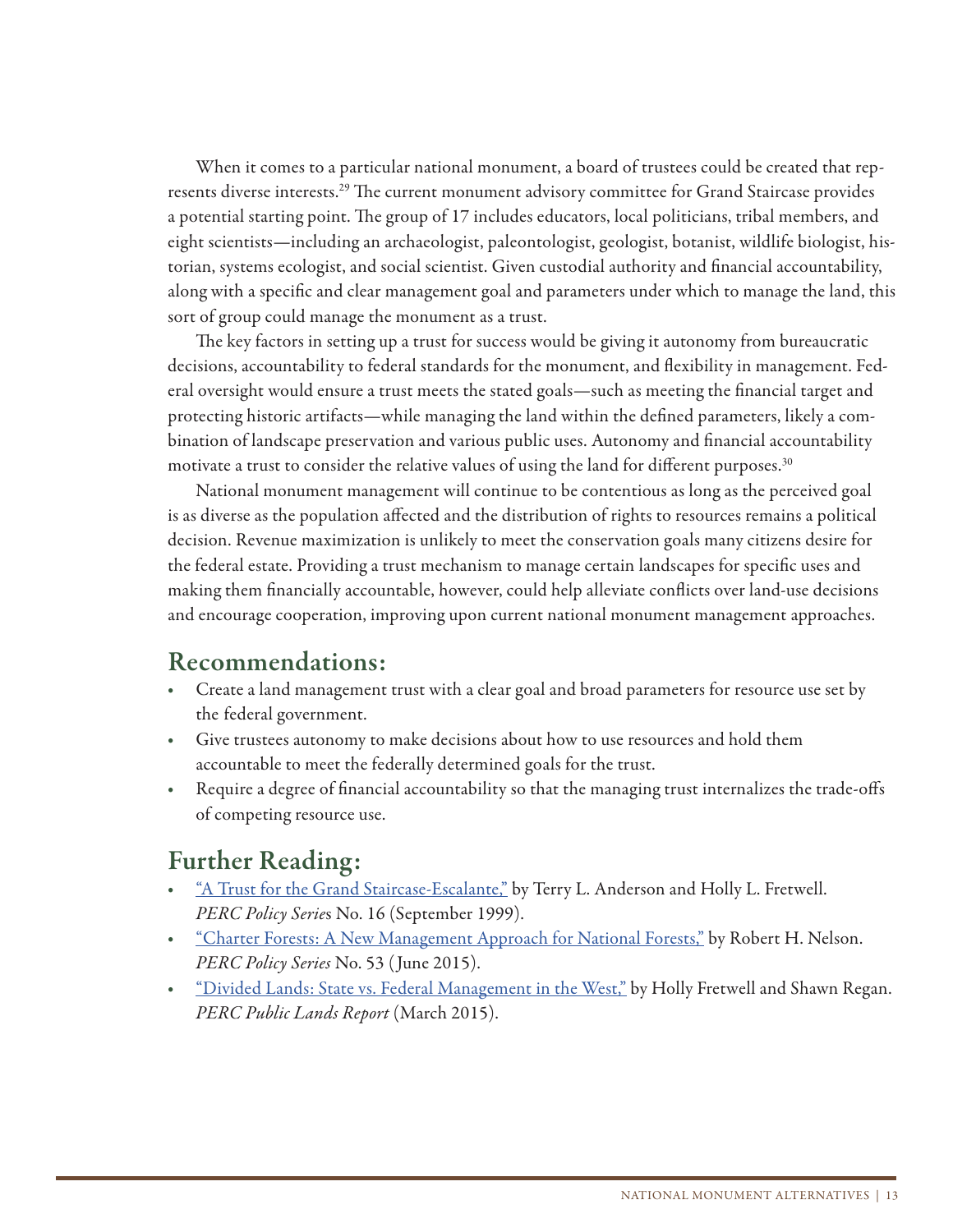When it comes to a particular national monument, a board of trustees could be created that represents diverse interests.[29] The current monument advisory committee for Grand Staircase provides a potential starting point. The group of 17 includes educators, local politicians, tribal members, and eight scientists—including an archaeologist, paleontologist, geologist, botanist, wildlife biologist, historian, systems ecologist, and social scientist. Given custodial authority and financial accountability, along with a specific and clear management goal and parameters under which to manage the land, this sort of group could manage the monument as a trust.

The key factors in setting up a trust for success would be giving it autonomy from bureaucratic decisions, accountability to federal standards for the monument, and flexibility in management. Federal oversight would ensure a trust meets the stated goals—such as meeting the financial target and protecting historic artifacts—while managing the land within the defined parameters, likely a combination of landscape preservation and various public uses. Autonomy and financial accountability motivate a trust to consider the relative values of using the land for different purposes.[30]

National monument management will continue to be contentious as long as the perceived goal is as diverse as the population affected and the distribution of rights to resources remains a political decision. Revenue maximization is unlikely to meet the conservation goals many citizens desire for the federal estate. Providing a trust mechanism to manage certain landscapes for specific uses and making them financially accountable, however, could help alleviate conflicts over land-use decisions and encourage cooperation, improving upon current national monument management approaches.

## Recommendations:

- Create a land management trust with a clear goal and broad parameters for resource use set by the federal government.
- Give trustees autonomy to make decisions about how to use resources and hold them accountable to meet the federally determined goals for the trust.
- Require a degree of financial accountability so that the managing trust internalizes the trade-offs of competing resource use.

## Further Reading:

- "A Trust for the Grand Staircase-Escalante," by Terry L. Anderson and Holly L. Fretwell. *PERC Policy Series* No. 16 (September 1999).
- "Charter Forests: A New Management Approach for National Forests," by Robert H. Nelson. *PERC Policy Series* No. 53 (June 2015).
- "Divided Lands: State vs. Federal Management in the West," by Holly Fretwell and Shawn Regan. *PERC Public Lands Report* (March 2015).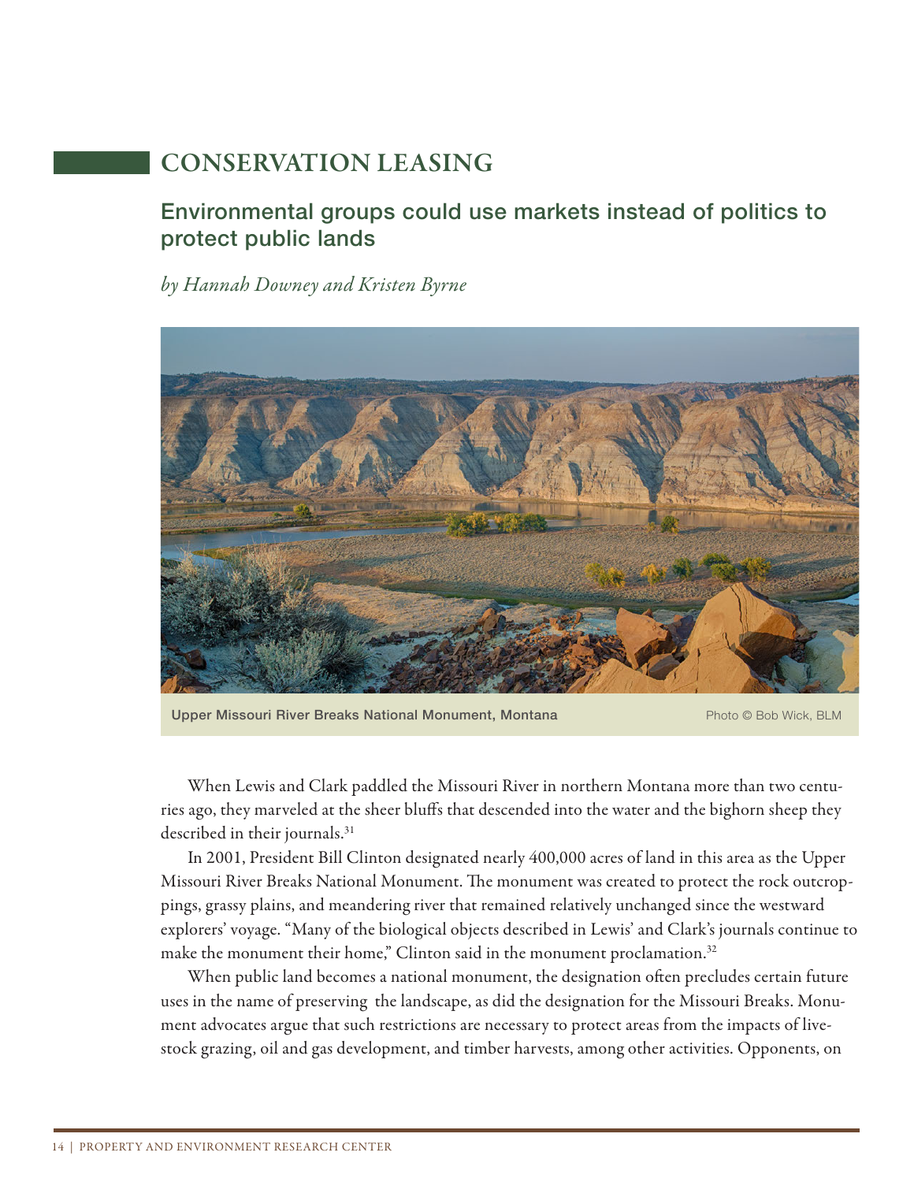# CONSERVATION LEASING

## Environmental groups could use markets instead of politics to protect public lands

*by Hannah Downey and Kristen Byrne*

Upper Missouri River Breaks National Monument, Montana — Photo © Bob Wick, BLM

When Lewis and Clark paddled the Missouri River in northern Montana more than two centuries ago, they marveled at the sheer bluffs that descended into the water and the bighorn sheep they described in their journals.[31]

In 2001, President Bill Clinton designated nearly 400,000 acres of land in this area as the Upper Missouri River Breaks National Monument. The monument was created to protect the rock outcroppings, grassy plains, and meandering river that remained relatively unchanged since the westward explorers' voyage. "Many of the biological objects described in Lewis' and Clark's journals continue to make the monument their home," Clinton said in the monument proclamation.[32]

When public land becomes a national monument, the designation often precludes certain future uses in the name of preserving the landscape, as did the designation for the Missouri Breaks. Monument advocates argue that such restrictions are necessary to protect areas from the impacts of livestock grazing, oil and gas development, and timber harvests, among other activities. Opponents, on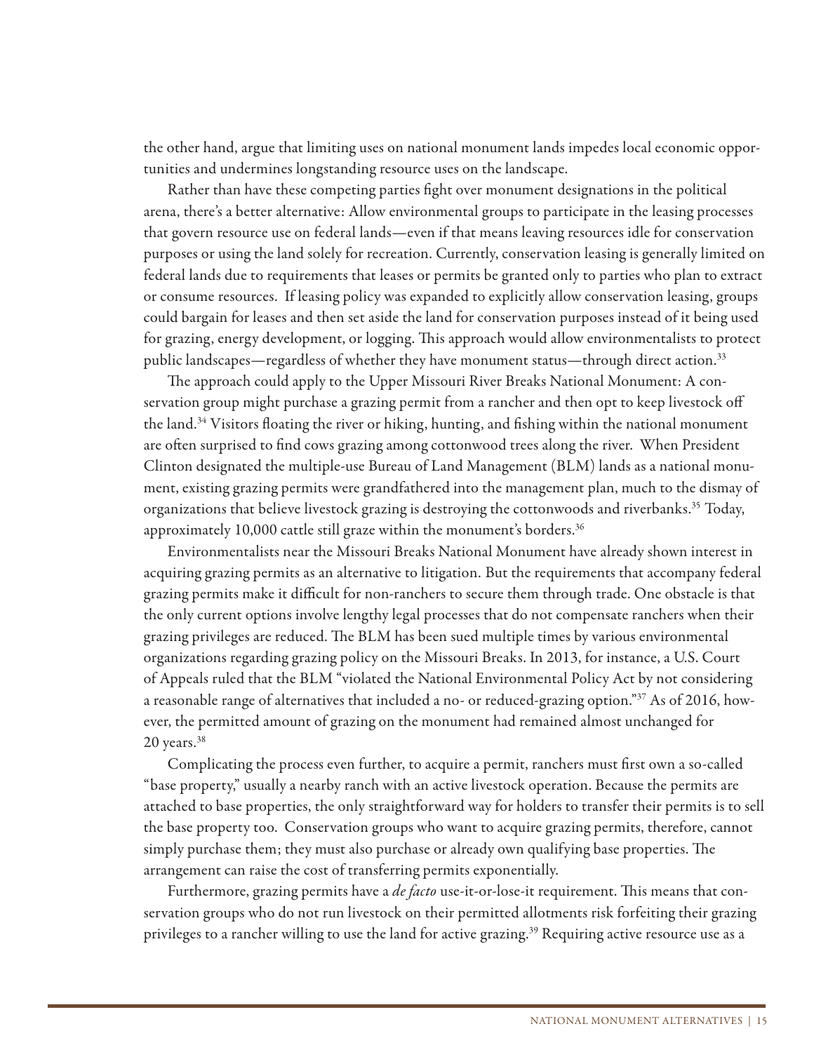the other hand, argue that limiting uses on national monument lands impedes local economic opportunities and undermines longstanding resource uses on the landscape.

Rather than have these competing parties fight over monument designations in the political arena, there's a better alternative: Allow environmental groups to participate in the leasing processes that govern resource use on federal lands—even if that means leaving resources idle for conservation purposes or using the land solely for recreation. Currently, conservation leasing is generally limited on federal lands due to requirements that leases or permits be granted only to parties who plan to extract or consume resources. If leasing policy was expanded to explicitly allow conservation leasing, groups could bargain for leases and then set aside the land for conservation purposes instead of it being used for grazing, energy development, or logging. This approach would allow environmentalists to protect public landscapes—regardless of whether they have monument status—through direct action.[33]

The approach could apply to the Upper Missouri River Breaks National Monument: A conservation group might purchase a grazing permit from a rancher and then opt to keep livestock off the land.[34] Visitors floating the river or hiking, hunting, and fishing within the national monument are often surprised to find cows grazing among cottonwood trees along the river. When President Clinton designated the multiple-use Bureau of Land Management (BLM) lands as a national monument, existing grazing permits were grandfathered into the management plan, much to the dismay of organizations that believe livestock grazing is destroying the cottonwoods and riverbanks.[35] Today, approximately 10,000 cattle still graze within the monument's borders.[36]

Environmentalists near the Missouri Breaks National Monument have already shown interest in acquiring grazing permits as an alternative to litigation. But the requirements that accompany federal grazing permits make it difficult for non-ranchers to secure them through trade. One obstacle is that the only current options involve lengthy legal processes that do not compensate ranchers when their grazing privileges are reduced. The BLM has been sued multiple times by various environmental organizations regarding grazing policy on the Missouri Breaks. In 2013, for instance, a U.S. Court of Appeals ruled that the BLM "violated the National Environmental Policy Act by not considering a reasonable range of alternatives that included a no- or reduced-grazing option."[37] As of 2016, however, the permitted amount of grazing on the monument had remained almost unchanged for 20 years.[38]

Complicating the process even further, to acquire a permit, ranchers must first own a so-called "base property," usually a nearby ranch with an active livestock operation. Because the permits are attached to base properties, the only straightforward way for holders to transfer their permits is to sell the base property too. Conservation groups who want to acquire grazing permits, therefore, cannot simply purchase them; they must also purchase or already own qualifying base properties. The arrangement can raise the cost of transferring permits exponentially.

Furthermore, grazing permits have a *de facto* use-it-or-lose-it requirement. This means that conservation groups who do not run livestock on their permitted allotments risk forfeiting their grazing privileges to a rancher willing to use the land for active grazing.[39] Requiring active resource use as a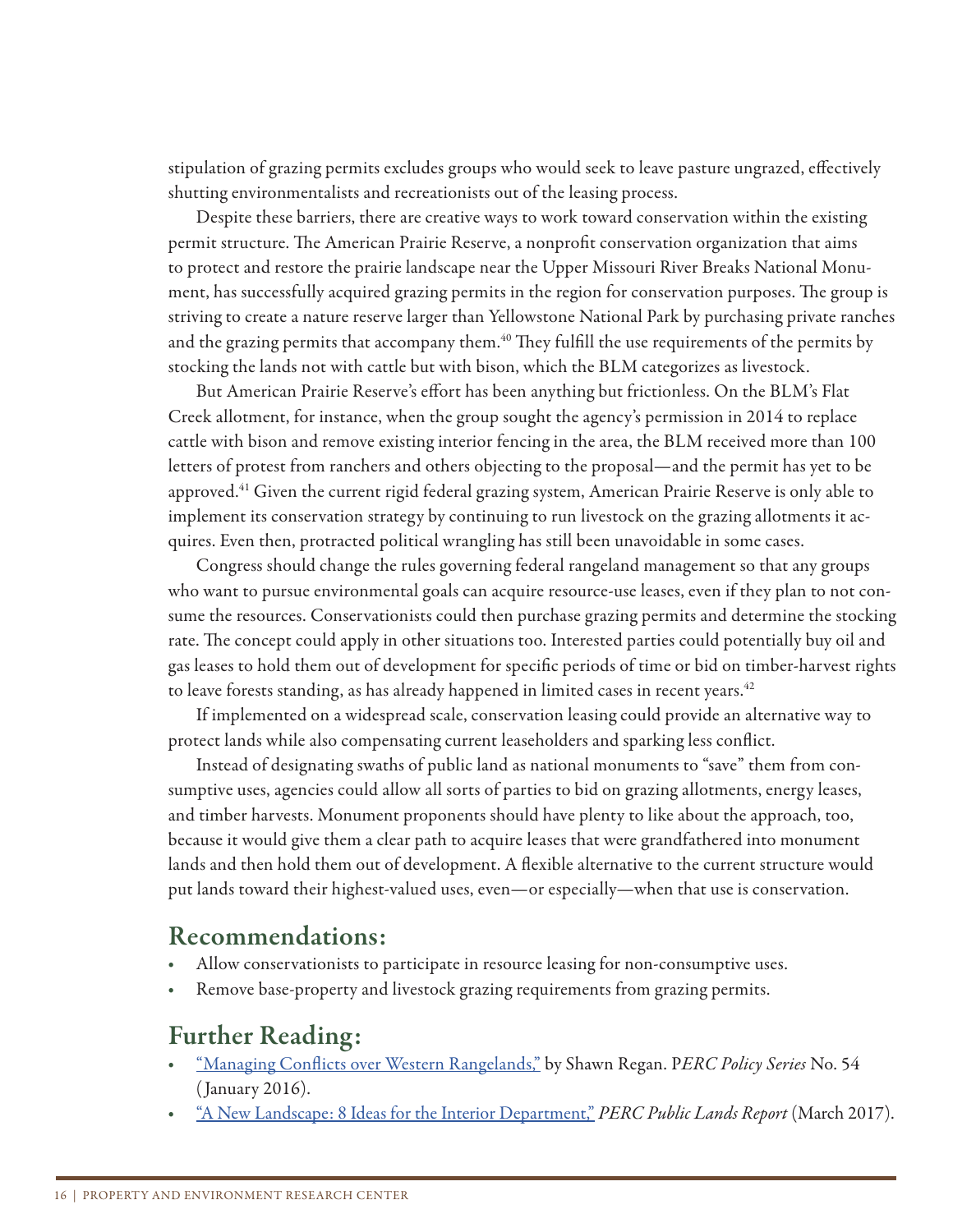stipulation of grazing permits excludes groups who would seek to leave pasture ungrazed, effectively shutting environmentalists and recreationists out of the leasing process.

Despite these barriers, there are creative ways to work toward conservation within the existing permit structure. The American Prairie Reserve, a nonprofit conservation organization that aims to protect and restore the prairie landscape near the Upper Missouri River Breaks National Monument, has successfully acquired grazing permits in the region for conservation purposes. The group is striving to create a nature reserve larger than Yellowstone National Park by purchasing private ranches and the grazing permits that accompany them.[40] They fulfill the use requirements of the permits by stocking the lands not with cattle but with bison, which the BLM categorizes as livestock.

But American Prairie Reserve's effort has been anything but frictionless. On the BLM's Flat Creek allotment, for instance, when the group sought the agency's permission in 2014 to replace cattle with bison and remove existing interior fencing in the area, the BLM received more than 100 letters of protest from ranchers and others objecting to the proposal—and the permit has yet to be approved.[41] Given the current rigid federal grazing system, American Prairie Reserve is only able to implement its conservation strategy by continuing to run livestock on the grazing allotments it acquires. Even then, protracted political wrangling has still been unavoidable in some cases.

Congress should change the rules governing federal rangeland management so that any groups who want to pursue environmental goals can acquire resource-use leases, even if they plan to not consume the resources. Conservationists could then purchase grazing permits and determine the stocking rate. The concept could apply in other situations too. Interested parties could potentially buy oil and gas leases to hold them out of development for specific periods of time or bid on timber-harvest rights to leave forests standing, as has already happened in limited cases in recent years.[42]

If implemented on a widespread scale, conservation leasing could provide an alternative way to protect lands while also compensating current leaseholders and sparking less conflict.

Instead of designating swaths of public land as national monuments to "save" them from consumptive uses, agencies could allow all sorts of parties to bid on grazing allotments, energy leases, and timber harvests. Monument proponents should have plenty to like about the approach, too, because it would give them a clear path to acquire leases that were grandfathered into monument lands and then hold them out of development. A flexible alternative to the current structure would put lands toward their highest-valued uses, even—or especially—when that use is conservation.

## Recommendations:

- Allow conservationists to participate in resource leasing for non-consumptive uses.
- Remove base-property and livestock grazing requirements from grazing permits.

## Further Reading:

- "Managing Conflicts over Western Rangelands," by Shawn Regan. P*ERC Policy Series* No. 54 (January 2016).
- "A New Landscape: 8 Ideas for the Interior Department," *PERC Public Lands Report* (March 2017).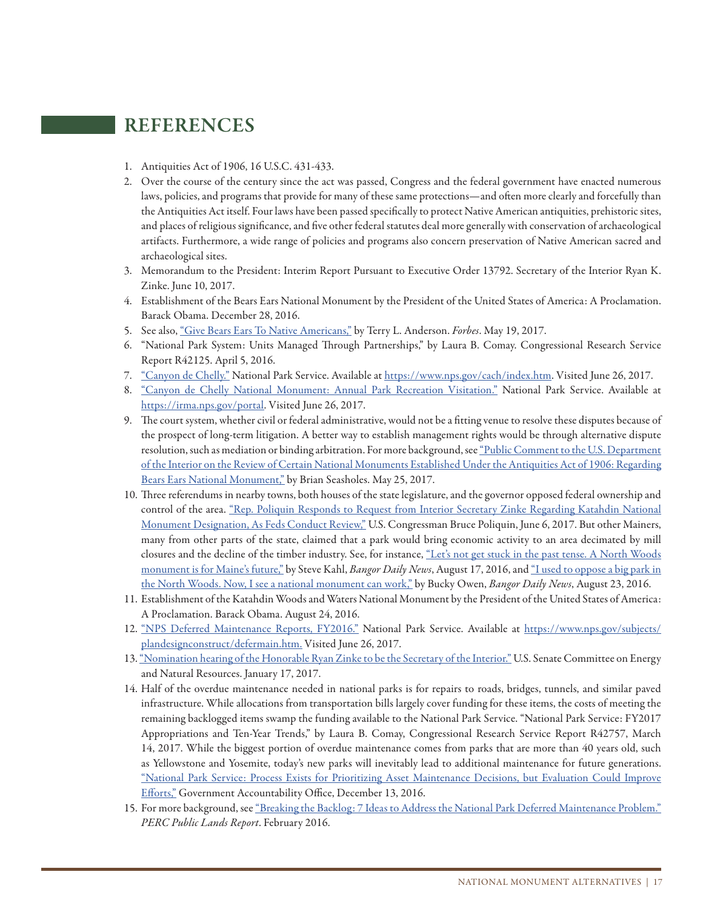# REFERENCES

1. Antiquities Act of 1906, 16 U.S.C. 431-433.
2. Over the course of the century since the act was passed, Congress and the federal government have enacted numerous laws, policies, and programs that provide for many of these same protections—and often more clearly and forcefully than the Antiquities Act itself. Four laws have been passed specifically to protect Native American antiquities, prehistoric sites, and places of religious significance, and five other federal statutes deal more generally with conservation of archaeological artifacts. Furthermore, a wide range of policies and programs also concern preservation of Native American sacred and archaeological sites.
3. Memorandum to the President: Interim Report Pursuant to Executive Order 13792. Secretary of the Interior Ryan K. Zinke. June 10, 2017.
4. Establishment of the Bears Ears National Monument by the President of the United States of America: A Proclamation. Barack Obama. December 28, 2016.
5. See also, "Give Bears Ears To Native Americans," by Terry L. Anderson. *Forbes*. May 19, 2017.
6. "National Park System: Units Managed Through Partnerships," by Laura B. Comay. Congressional Research Service Report R42125. April 5, 2016.
7. "Canyon de Chelly." National Park Service. Available at https://www.nps.gov/cach/index.htm. Visited June 26, 2017.
8. "Canyon de Chelly National Monument: Annual Park Recreation Visitation." National Park Service. Available at https://irma.nps.gov/portal. Visited June 26, 2017.
9. The court system, whether civil or federal administrative, would not be a fitting venue to resolve these disputes because of the prospect of long-term litigation. A better way to establish management rights would be through alternative dispute resolution, such as mediation or binding arbitration. For more background, see "Public Comment to the U.S. Department of the Interior on the Review of Certain National Monuments Established Under the Antiquities Act of 1906: Regarding Bears Ears National Monument," by Brian Seasholes. May 25, 2017.
10. Three referendums in nearby towns, both houses of the state legislature, and the governor opposed federal ownership and control of the area. "Rep. Poliquin Responds to Request from Interior Secretary Zinke Regarding Katahdin National Monument Designation, As Feds Conduct Review," U.S. Congressman Bruce Poliquin, June 6, 2017. But other Mainers, many from other parts of the state, claimed that a park would bring economic activity to an area decimated by mill closures and the decline of the timber industry. See, for instance, "Let's not get stuck in the past tense. A North Woods monument is for Maine's future," by Steve Kahl, *Bangor Daily News*, August 17, 2016, and "I used to oppose a big park in the North Woods. Now, I see a national monument can work," by Bucky Owen, *Bangor Daily News*, August 23, 2016.
11. Establishment of the Katahdin Woods and Waters National Monument by the President of the United States of America: A Proclamation. Barack Obama. August 24, 2016.
12. "NPS Deferred Maintenance Reports, FY2016." National Park Service. Available at https://www.nps.gov/subjects/plandesignconstruct/defermain.htm. Visited June 26, 2017.
13. "Nomination hearing of the Honorable Ryan Zinke to be the Secretary of the Interior." U.S. Senate Committee on Energy and Natural Resources. January 17, 2017.
14. Half of the overdue maintenance needed in national parks is for repairs to roads, bridges, tunnels, and similar paved infrastructure. While allocations from transportation bills largely cover funding for these items, the costs of meeting the remaining backlogged items swamp the funding available to the National Park Service. "National Park Service: FY2017 Appropriations and Ten-Year Trends," by Laura B. Comay, Congressional Research Service Report R42757, March 14, 2017. While the biggest portion of overdue maintenance comes from parks that are more than 40 years old, such as Yellowstone and Yosemite, today's new parks will inevitably lead to additional maintenance for future generations. "National Park Service: Process Exists for Prioritizing Asset Maintenance Decisions, but Evaluation Could Improve Efforts," Government Accountability Office, December 13, 2016.
15. For more background, see "Breaking the Backlog: 7 Ideas to Address the National Park Deferred Maintenance Problem." *PERC Public Lands Report*. February 2016.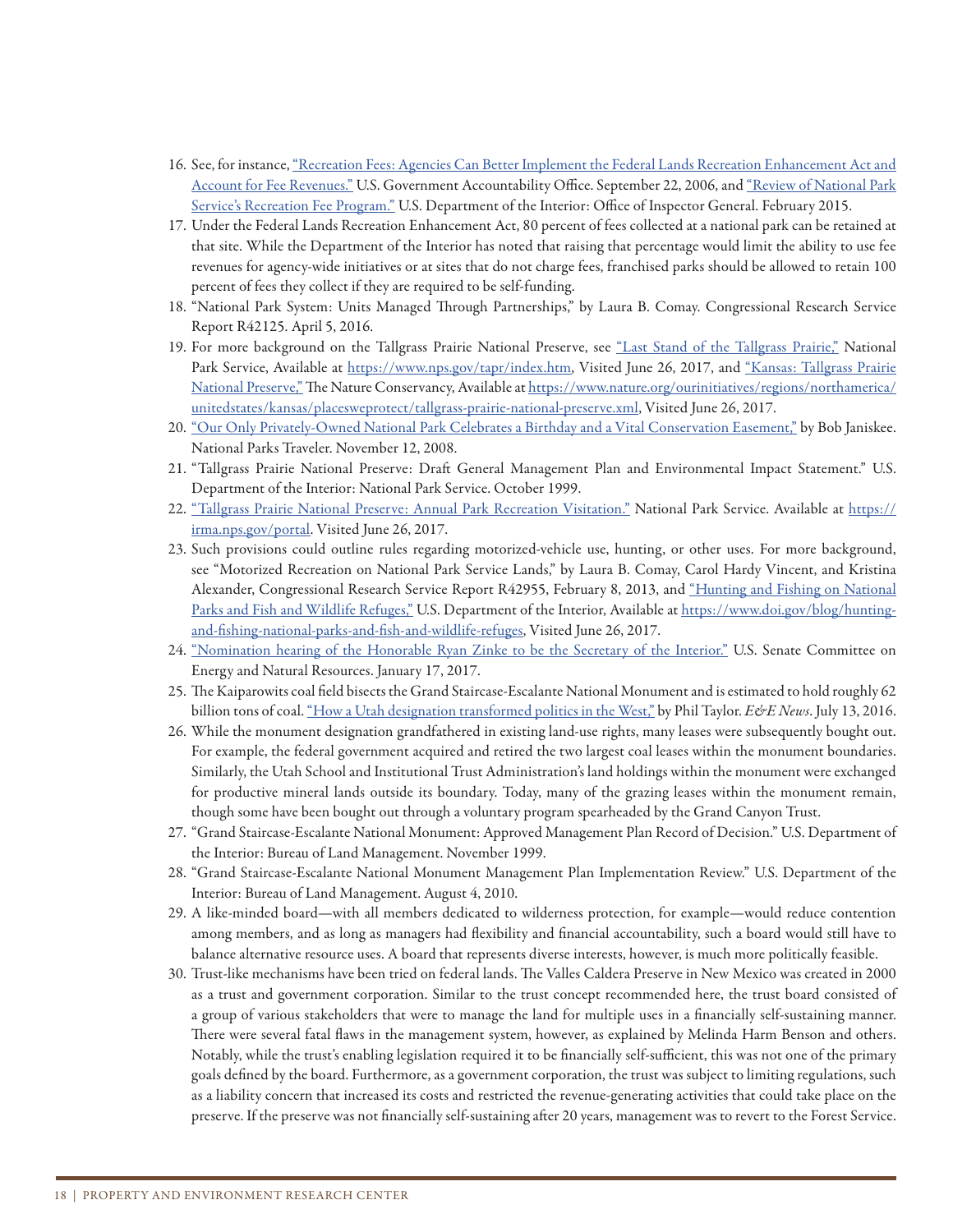16. See, for instance, [“Recreation Fees: Agencies Can Better Implement the Federal Lands Recreation Enhancement Act and Account for Fee Revenues.”]() U.S. Government Accountability Office. September 22, 2006, and [“Review of National Park Service’s Recreation Fee Program.”]() U.S. Department of the Interior: Office of Inspector General. February 2015.
17. Under the Federal Lands Recreation Enhancement Act, 80 percent of fees collected at a national park can be retained at that site. While the Department of the Interior has noted that raising that percentage would limit the ability to use fee revenues for agency-wide initiatives or at sites that do not charge fees, franchised parks should be allowed to retain 100 percent of fees they collect if they are required to be self-funding.
18. “National Park System: Units Managed Through Partnerships,” by Laura B. Comay. Congressional Research Service Report R42125. April 5, 2016.
19. For more background on the Tallgrass Prairie National Preserve, see [“Last Stand of the Tallgrass Prairie,”]() National Park Service, Available at https://www.nps.gov/tapr/index.htm, Visited June 26, 2017, and [“Kansas: Tallgrass Prairie National Preserve,”]() The Nature Conservancy, Available at https://www.nature.org/ourinitiatives/regions/northamerica/unitedstates/kansas/placesweprotect/tallgrass-prairie-national-preserve.xml, Visited June 26, 2017.
20. [“Our Only Privately-Owned National Park Celebrates a Birthday and a Vital Conservation Easement,”]() by Bob Janiskee. National Parks Traveler. November 12, 2008.
21. “Tallgrass Prairie National Preserve: Draft General Management Plan and Environmental Impact Statement.” U.S. Department of the Interior: National Park Service. October 1999.
22. [“Tallgrass Prairie National Preserve: Annual Park Recreation Visitation.”]() National Park Service. Available at https://irma.nps.gov/portal. Visited June 26, 2017.
23. Such provisions could outline rules regarding motorized-vehicle use, hunting, or other uses. For more background, see “Motorized Recreation on National Park Service Lands,” by Laura B. Comay, Carol Hardy Vincent, and Kristina Alexander, Congressional Research Service Report R42955, February 8, 2013, and [“Hunting and Fishing on National Parks and Fish and Wildlife Refuges,”]() U.S. Department of the Interior, Available at https://www.doi.gov/blog/hunting-and-fishing-national-parks-and-fish-and-wildlife-refuges, Visited June 26, 2017.
24. [“Nomination hearing of the Honorable Ryan Zinke to be the Secretary of the Interior.”]() U.S. Senate Committee on Energy and Natural Resources. January 17, 2017.
25. The Kaiparowits coal field bisects the Grand Staircase-Escalante National Monument and is estimated to hold roughly 62 billion tons of coal. [“How a Utah designation transformed politics in the West,”]() by Phil Taylor. *E&E News*. July 13, 2016.
26. While the monument designation grandfathered in existing land-use rights, many leases were subsequently bought out. For example, the federal government acquired and retired the two largest coal leases within the monument boundaries. Similarly, the Utah School and Institutional Trust Administration’s land holdings within the monument were exchanged for productive mineral lands outside its boundary. Today, many of the grazing leases within the monument remain, though some have been bought out through a voluntary program spearheaded by the Grand Canyon Trust.
27. “Grand Staircase-Escalante National Monument: Approved Management Plan Record of Decision.” U.S. Department of the Interior: Bureau of Land Management. November 1999.
28. “Grand Staircase-Escalante National Monument Management Plan Implementation Review.” U.S. Department of the Interior: Bureau of Land Management. August 4, 2010.
29. A like-minded board—with all members dedicated to wilderness protection, for example—would reduce contention among members, and as long as managers had flexibility and financial accountability, such a board would still have to balance alternative resource uses. A board that represents diverse interests, however, is much more politically feasible.
30. Trust-like mechanisms have been tried on federal lands. The Valles Caldera Preserve in New Mexico was created in 2000 as a trust and government corporation. Similar to the trust concept recommended here, the trust board consisted of a group of various stakeholders that were to manage the land for multiple uses in a financially self-sustaining manner. There were several fatal flaws in the management system, however, as explained by Melinda Harm Benson and others. Notably, while the trust’s enabling legislation required it to be financially self-sufficient, this was not one of the primary goals defined by the board. Furthermore, as a government corporation, the trust was subject to limiting regulations, such as a liability concern that increased its costs and restricted the revenue-generating activities that could take place on the preserve. If the preserve was not financially self-sustaining after 20 years, management was to revert to the Forest Service.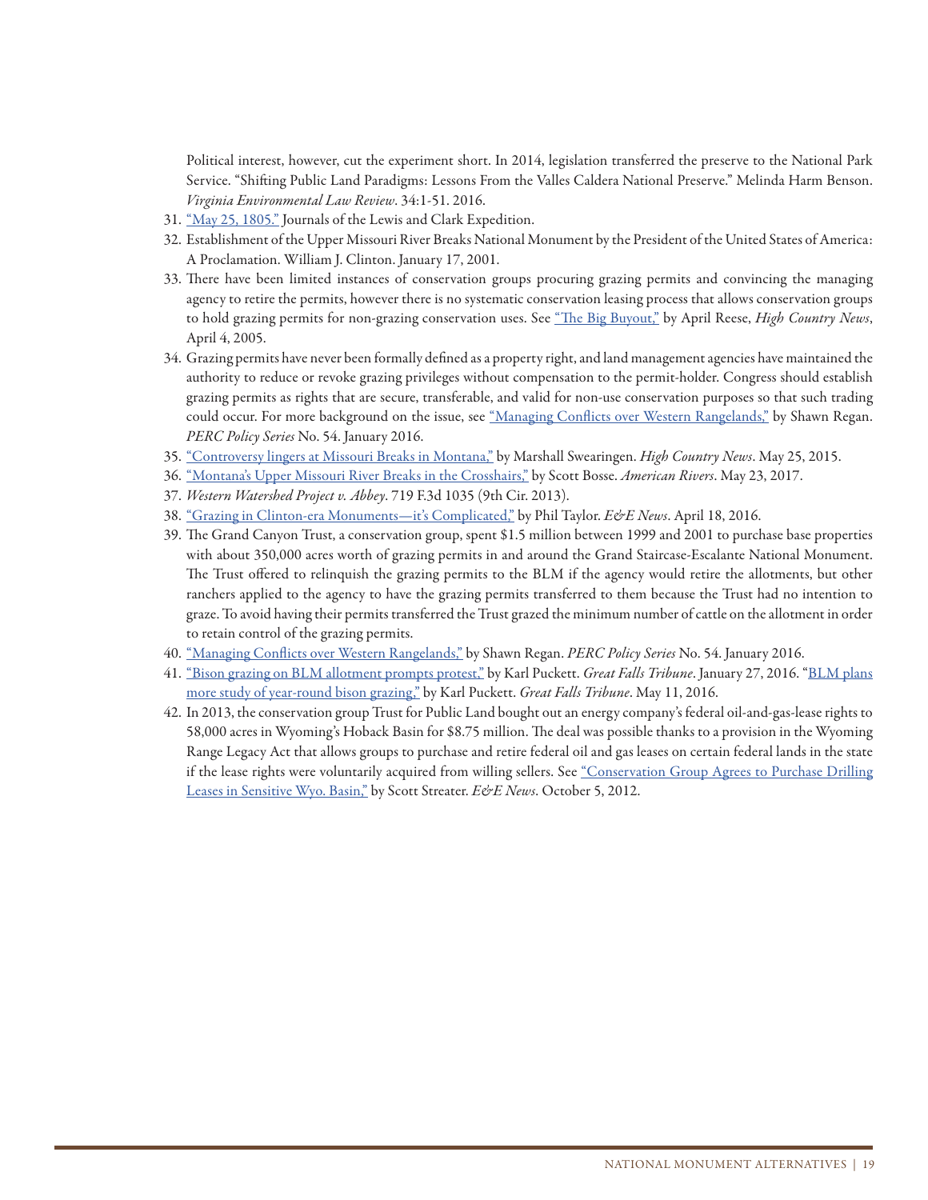Political interest, however, cut the experiment short. In 2014, legislation transferred the preserve to the National Park Service. "Shifting Public Land Paradigms: Lessons From the Valles Caldera National Preserve." Melinda Harm Benson. *Virginia Environmental Law Review*. 34:1-51. 2016.

31. "May 25, 1805." Journals of the Lewis and Clark Expedition.
32. Establishment of the Upper Missouri River Breaks National Monument by the President of the United States of America: A Proclamation. William J. Clinton. January 17, 2001.
33. There have been limited instances of conservation groups procuring grazing permits and convincing the managing agency to retire the permits, however there is no systematic conservation leasing process that allows conservation groups to hold grazing permits for non-grazing conservation uses. See "The Big Buyout," by April Reese, *High Country News*, April 4, 2005.
34. Grazing permits have never been formally defined as a property right, and land management agencies have maintained the authority to reduce or revoke grazing privileges without compensation to the permit-holder. Congress should establish grazing permits as rights that are secure, transferable, and valid for non-use conservation purposes so that such trading could occur. For more background on the issue, see "Managing Conflicts over Western Rangelands," by Shawn Regan. *PERC Policy Series* No. 54. January 2016.
35. "Controversy lingers at Missouri Breaks in Montana," by Marshall Swearingen. *High Country News*. May 25, 2015.
36. "Montana's Upper Missouri River Breaks in the Crosshairs," by Scott Bosse. *American Rivers*. May 23, 2017.
37. *Western Watershed Project v. Abbey*. 719 F.3d 1035 (9th Cir. 2013).
38. "Grazing in Clinton-era Monuments—it's Complicated," by Phil Taylor. *E&E News*. April 18, 2016.
39. The Grand Canyon Trust, a conservation group, spent $1.5 million between 1999 and 2001 to purchase base properties with about 350,000 acres worth of grazing permits in and around the Grand Staircase-Escalante National Monument. The Trust offered to relinquish the grazing permits to the BLM if the agency would retire the allotments, but other ranchers applied to the agency to have the grazing permits transferred to them because the Trust had no intention to graze. To avoid having their permits transferred the Trust grazed the minimum number of cattle on the allotment in order to retain control of the grazing permits.
40. "Managing Conflicts over Western Rangelands," by Shawn Regan. *PERC Policy Series* No. 54. January 2016.
41. "Bison grazing on BLM allotment prompts protest," by Karl Puckett. *Great Falls Tribune*. January 27, 2016. "BLM plans more study of year-round bison grazing," by Karl Puckett. *Great Falls Tribune*. May 11, 2016.
42. In 2013, the conservation group Trust for Public Land bought out an energy company's federal oil-and-gas-lease rights to 58,000 acres in Wyoming's Hoback Basin for $8.75 million. The deal was possible thanks to a provision in the Wyoming Range Legacy Act that allows groups to purchase and retire federal oil and gas leases on certain federal lands in the state if the lease rights were voluntarily acquired from willing sellers. See "Conservation Group Agrees to Purchase Drilling Leases in Sensitive Wyo. Basin," by Scott Streater. *E&E News*. October 5, 2012.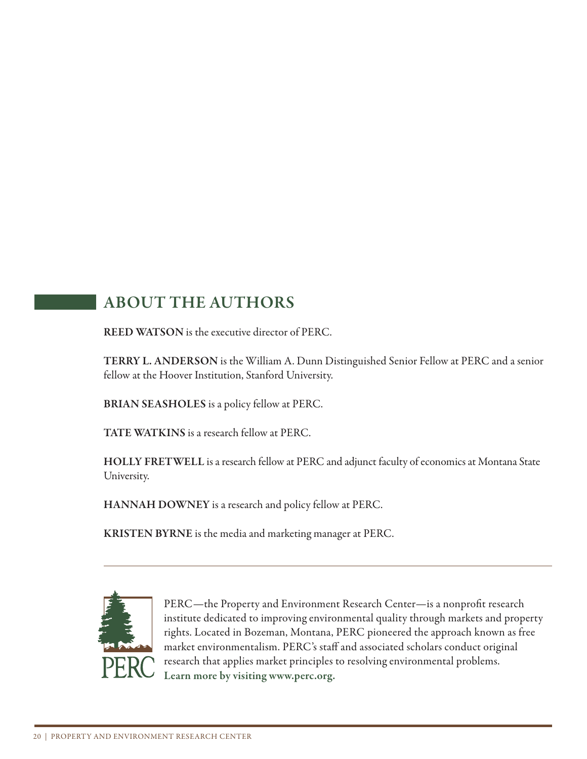## ABOUT THE AUTHORS

**REED WATSON** is the executive director of PERC.

**TERRY L. ANDERSON** is the William A. Dunn Distinguished Senior Fellow at PERC and a senior fellow at the Hoover Institution, Stanford University.

**BRIAN SEASHOLES** is a policy fellow at PERC.

**TATE WATKINS** is a research fellow at PERC.

**HOLLY FRETWELL** is a research fellow at PERC and adjunct faculty of economics at Montana State University.

**HANNAH DOWNEY** is a research and policy fellow at PERC.

**KRISTEN BYRNE** is the media and marketing manager at PERC.

---

PERC—the Property and Environment Research Center—is a nonprofit research institute dedicated to improving environmental quality through markets and property rights. Located in Bozeman, Montana, PERC pioneered the approach known as free market environmentalism. PERC's staff and associated scholars conduct original research that applies market principles to resolving environmental problems. **Learn more by visiting www.perc.org.**